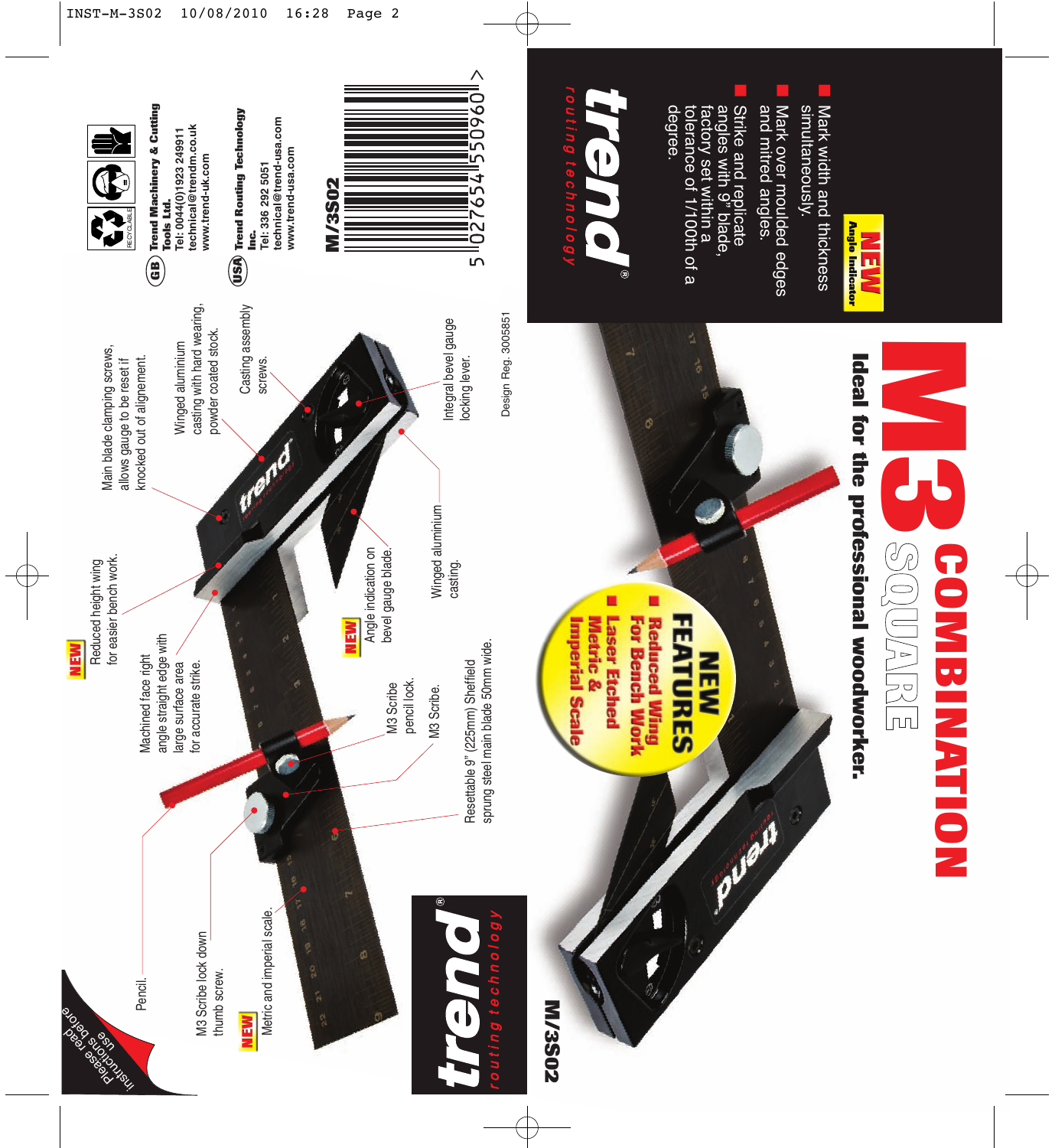# M3 COMBINATION SQUARE

**Ideal for the professional woodworker.**

**M/3S02**

**NEW** Angle Indicator

- Mark width and thickness simultaneously.
- Mark over moulded edges and mitred angles.
- Strike and replicate angles with 9" blade, factory set within a tolerance of 1/100th of a degree.

**trend** routing technology

## NEW FEATURES

- Reduced Wing For Bench Work
- Laser Etched Metric & Imperial Scale

---

- **NEW** Reduced height wing for easier bench work.
- Main blade clamping screws, allows gauge to be reset if knocked out of alignement.
- Winged aluminium casting with hard wearing, powder coated stock.
- Casting assembly screws.
- Integral bevel gauge locking lever.
- Machined face right angle straight edge with large surface area for accurate strike.
- **NEW** Angle indication on bevel gauge blade.
- Winged aluminium casting.
- M3 Scribe pencil lock.
- M3 Scribe.
- Resettable 9" (225mm) Sheffield sprung steel main blade 50mm wide.
- Pencil.
- M3 Scribe lock down thumb screw.
- **NEW** Metric and imperial scale.

Design Reg. 3005851

Instructions please read before use

**trend** routing technology

**M/3S02**

5 027654 550960

RECYCLABLE

**GB** **Trend Machinery & Cutting Tools Ltd.**
Tel: 0044(0)1923 249911
technical@trendm.co.uk
www.trend-uk.com

**USA** **Trend Routing Technology Inc.**
Tel: 336 292 5051
technical@trend-usa.com
www.trend-usa.com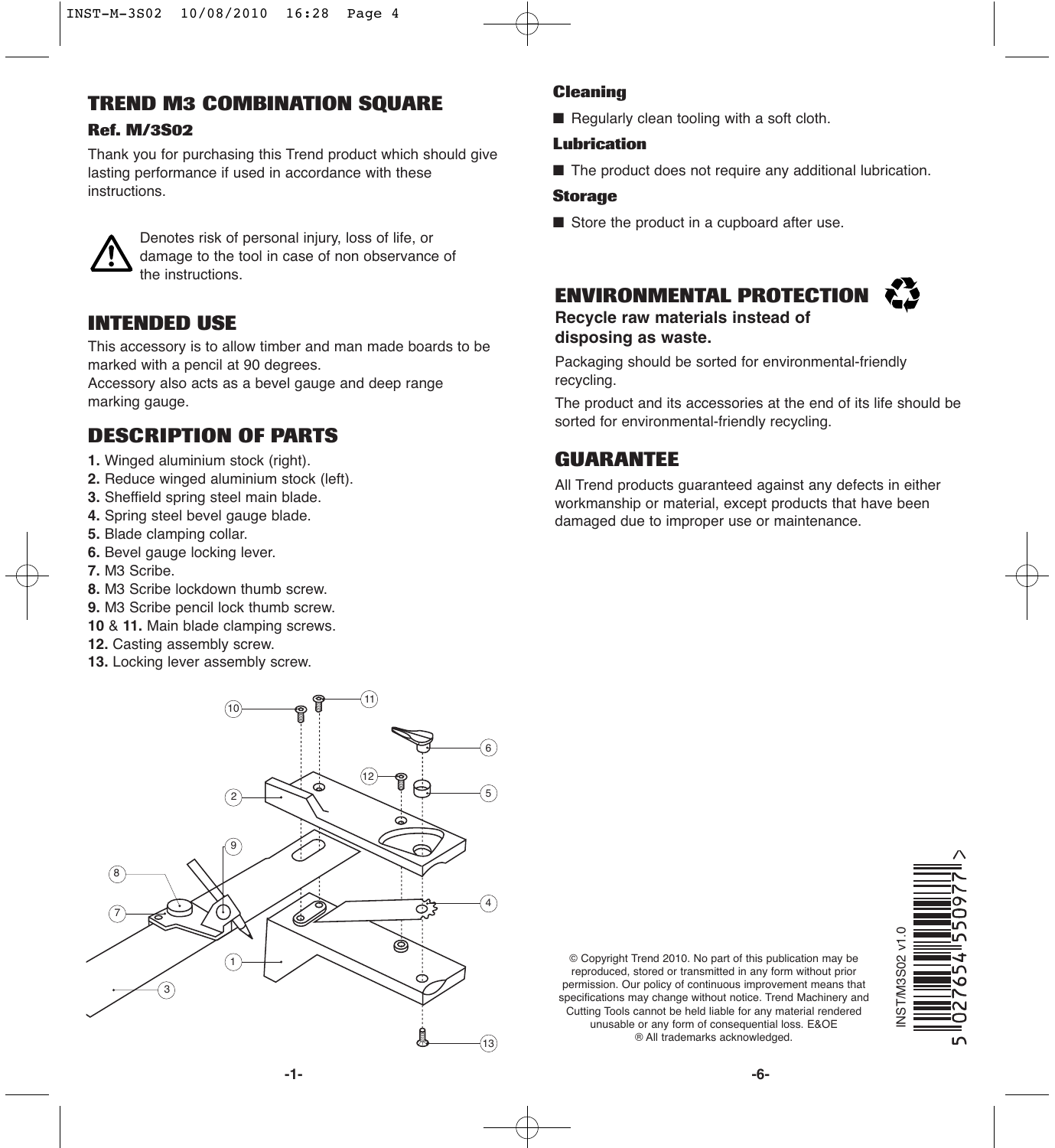## TREND M3 COMBINATION SQUARE

### Ref. M/3S02

Thank you for purchasing this Trend product which should give lasting performance if used in accordance with these instructions.

⚠ Denotes risk of personal injury, loss of life, or damage to the tool in case of non observance of the instructions.

## INTENDED USE

This accessory is to allow timber and man made boards to be marked with a pencil at 90 degrees.
Accessory also acts as a bevel gauge and deep range marking gauge.

## DESCRIPTION OF PARTS

**1.** Winged aluminium stock (right).
**2.** Reduce winged aluminium stock (left).
**3.** Sheffield spring steel main blade.
**4.** Spring steel bevel gauge blade.
**5.** Blade clamping collar.
**6.** Bevel gauge locking lever.
**7.** M3 Scribe.
**8.** M3 Scribe lockdown thumb screw.
**9.** M3 Scribe pencil lock thumb screw.
**10** & **11.** Main blade clamping screws.
**12.** Casting assembly screw.
**13.** Locking lever assembly screw.

### Cleaning

- Regularly clean tooling with a soft cloth.

### Lubrication

- The product does not require any additional lubrication.

### Storage

- Store the product in a cupboard after use.

## ENVIRONMENTAL PROTECTION

**Recycle raw materials instead of disposing as waste.**

Packaging should be sorted for environmental-friendly recycling.

The product and its accessories at the end of its life should be sorted for environmental-friendly recycling.

## GUARANTEE

All Trend products guaranteed against any defects in either workmanship or material, except products that have been damaged due to improper use or maintenance.

© Copyright Trend 2010. No part of this publication may be reproduced, stored or transmitted in any form without prior permission. Our policy of continuous improvement means that specifications may change without notice. Trend Machinery and Cutting Tools cannot be held liable for any material rendered unusable or any form of consequential loss. E&OE
® All trademarks acknowledged.

INST/M3S02 v1.0

5 027654 550977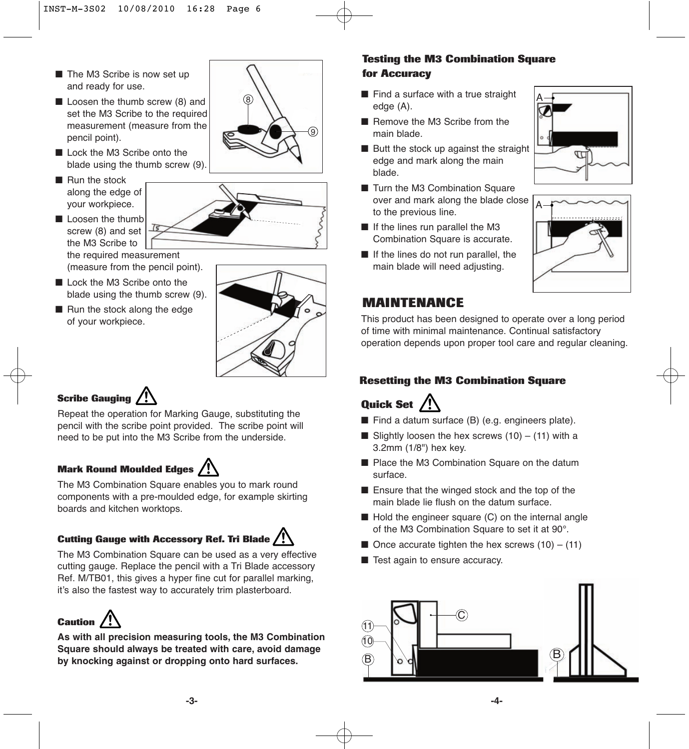- The M3 Scribe is now set up and ready for use.
- Loosen the thumb screw (8) and set the M3 Scribe to the required measurement (measure from the pencil point).
- Lock the M3 Scribe onto the blade using the thumb screw (9).
- Run the stock along the edge of your workpiece.
- Loosen the thumb screw (8) and set the M3 Scribe to the required measurement (measure from the pencil point).
- Lock the M3 Scribe onto the blade using the thumb screw (9).
- Run the stock along the edge of your workpiece.

### Scribe Gauging ⚠

Repeat the operation for Marking Gauge, substituting the pencil with the scribe point provided. The scribe point will need to be put into the M3 Scribe from the underside.

### Mark Round Moulded Edges ⚠

The M3 Combination Square enables you to mark round components with a pre-moulded edge, for example skirting boards and kitchen worktops.

### Cutting Gauge with Accessory Ref. Tri Blade ⚠

The M3 Combination Square can be used as a very effective cutting gauge. Replace the pencil with a Tri Blade accessory Ref. M/TB01, this gives a hyper fine cut for parallel marking, it's also the fastest way to accurately trim plasterboard.

### Caution ⚠

**As with all precision measuring tools, the M3 Combination Square should always be treated with care, avoid damage by knocking against or dropping onto hard surfaces.**

### Testing the M3 Combination Square for Accuracy

- Find a surface with a true straight edge (A).
- Remove the M3 Scribe from the main blade.
- Butt the stock up against the straight edge and mark along the main blade.
- Turn the M3 Combination Square over and mark along the blade close to the previous line.
- If the lines run parallel the M3 Combination Square is accurate.
- If the lines do not run parallel, the main blade will need adjusting.

## MAINTENANCE

This product has been designed to operate over a long period of time with minimal maintenance. Continual satisfactory operation depends upon proper tool care and regular cleaning.

### Resetting the M3 Combination Square

### Quick Set ⚠

- Find a datum surface (B) (e.g. engineers plate).
- Slightly loosen the hex screws (10) – (11) with a 3.2mm (1/8") hex key.
- Place the M3 Combination Square on the datum surface.
- Ensure that the winged stock and the top of the main blade lie flush on the datum surface.
- Hold the engineer square (C) on the internal angle of the M3 Combination Square to set it at 90°.
- Once accurate tighten the hex screws (10) – (11)
- Test again to ensure accuracy.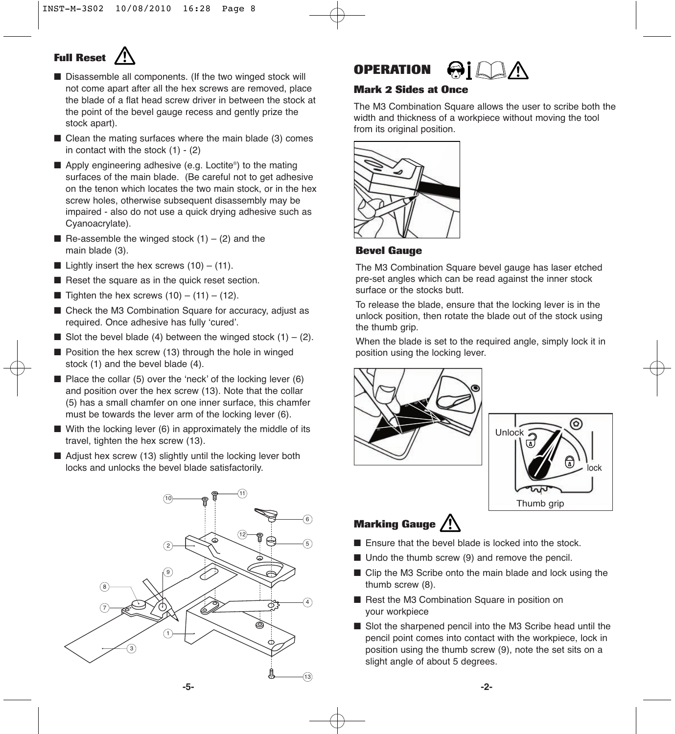## Full Reset

- Disassemble all components. (If the two winged stock will not come apart after all the hex screws are removed, place the blade of a flat head screw driver in between the stock at the point of the bevel gauge recess and gently prize the stock apart).
- Clean the mating surfaces where the main blade (3) comes in contact with the stock (1) - (2)
- Apply engineering adhesive (e.g. Loctite®) to the mating surfaces of the main blade. (Be careful not to get adhesive on the tenon which locates the two main stock, or in the hex screw holes, otherwise subsequent disassembly may be impaired - also do not use a quick drying adhesive such as Cyanoacrylate).
- Re-assemble the winged stock (1) – (2) and the main blade (3).
- Lightly insert the hex screws (10) – (11).
- Reset the square as in the quick reset section.
- Tighten the hex screws (10) – (11) – (12).
- Check the M3 Combination Square for accuracy, adjust as required. Once adhesive has fully 'cured'.
- Slot the bevel blade (4) between the winged stock (1) – (2).
- Position the hex screw (13) through the hole in winged stock (1) and the bevel blade (4).
- Place the collar (5) over the 'neck' of the locking lever (6) and position over the hex screw (13). Note that the collar (5) has a small chamfer on one inner surface, this chamfer must be towards the lever arm of the locking lever (6).
- With the locking lever (6) in approximately the middle of its travel, tighten the hex screw (13).
- Adjust hex screw (13) slightly until the locking lever both locks and unlocks the bevel blade satisfactorily.

10
11
6
12
5
2
9
4
8
7
1
3
13

## OPERATION

### Mark 2 Sides at Once

The M3 Combination Square allows the user to scribe both the width and thickness of a workpiece without moving the tool from its original position.

### Bevel Gauge

The M3 Combination Square bevel gauge has laser etched pre-set angles which can be read against the inner stock surface or the stocks butt.

To release the blade, ensure that the locking lever is in the unlock position, then rotate the blade out of the stock using the thumb grip.

When the blade is set to the required angle, simply lock it in position using the locking lever.

Unlock
lock
Thumb grip

### Marking Gauge

- Ensure that the bevel blade is locked into the stock.
- Undo the thumb screw (9) and remove the pencil.
- Clip the M3 Scribe onto the main blade and lock using the thumb screw (8).
- Rest the M3 Combination Square in position on your workpiece
- Slot the sharpened pencil into the M3 Scribe head until the pencil point comes into contact with the workpiece, lock in position using the thumb screw (9), note the set sits on a slight angle of about 5 degrees.